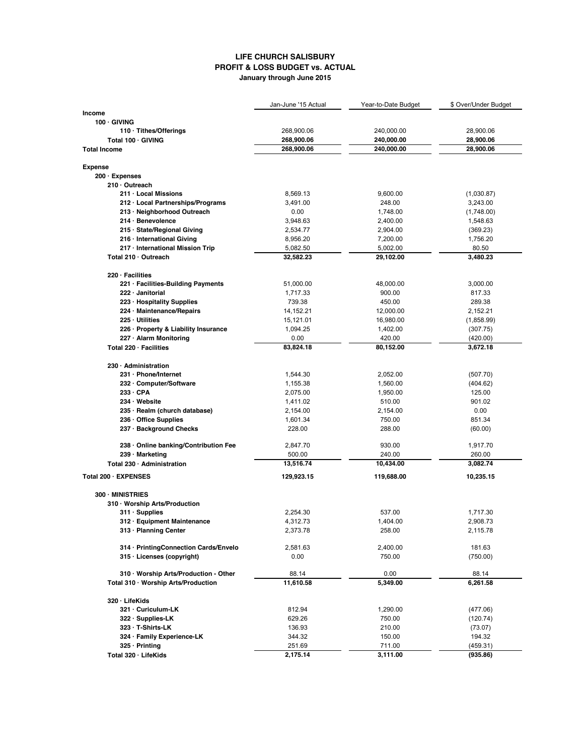# LIFE CHURCH SALISBURY
## PROFIT & LOSS BUDGET vs. ACTUAL
### January through June 2015

| | Jan-June '15 Actual | Year-to-Date Budget | $ Over/Under Budget |
|---|---|---|---|
| **Income** | | | |
| **100 · GIVING** | | | |
| **110 · Tithes/Offerings** | 268,900.06 | 240,000.00 | 28,900.06 |
| **Total 100 · GIVING** | **268,900.06** | **240,000.00** | **28,900.06** |
| **Total Income** | **268,900.06** | **240,000.00** | **28,900.06** |
| | | | |
| **Expense** | | | |
| **200 · Expenses** | | | |
| **210 · Outreach** | | | |
| **211 · Local Missions** | 8,569.13 | 9,600.00 | (1,030.87) |
| **212 · Local Partnerships/Programs** | 3,491.00 | 248.00 | 3,243.00 |
| **213 · Neighborhood Outreach** | 0.00 | 1,748.00 | (1,748.00) |
| **214 · Benevolence** | 3,948.63 | 2,400.00 | 1,548.63 |
| **215 · State/Regional Giving** | 2,534.77 | 2,904.00 | (369.23) |
| **216 · International Giving** | 8,956.20 | 7,200.00 | 1,756.20 |
| **217 · International Mission Trip** | 5,082.50 | 5,002.00 | 80.50 |
| **Total 210 · Outreach** | **32,582.23** | **29,102.00** | **3,480.23** |
| | | | |
| **220 · Facilities** | | | |
| **221 · Facilities-Building Payments** | 51,000.00 | 48,000.00 | 3,000.00 |
| **222 · Janitorial** | 1,717.33 | 900.00 | 817.33 |
| **223 · Hospitality Supplies** | 739.38 | 450.00 | 289.38 |
| **224 · Maintenance/Repairs** | 14,152.21 | 12,000.00 | 2,152.21 |
| **225 · Utilities** | 15,121.01 | 16,980.00 | (1,858.99) |
| **226 · Property & Liability Insurance** | 1,094.25 | 1,402.00 | (307.75) |
| **227 · Alarm Monitoring** | 0.00 | 420.00 | (420.00) |
| **Total 220 · Facilities** | **83,824.18** | **80,152.00** | **3,672.18** |
| | | | |
| **230 · Administration** | | | |
| **231 · Phone/Internet** | 1,544.30 | 2,052.00 | (507.70) |
| **232 · Computer/Software** | 1,155.38 | 1,560.00 | (404.62) |
| **233 · CPA** | 2,075.00 | 1,950.00 | 125.00 |
| **234 · Website** | 1,411.02 | 510.00 | 901.02 |
| **235 · Realm (church database)** | 2,154.00 | 2,154.00 | 0.00 |
| **236 · Office Supplies** | 1,601.34 | 750.00 | 851.34 |
| **237 · Background Checks** | 228.00 | 288.00 | (60.00) |
| **238 · Online banking/Contribution Fee** | 2,847.70 | 930.00 | 1,917.70 |
| **239 · Marketing** | 500.00 | 240.00 | 260.00 |
| **Total 230 · Administration** | **13,516.74** | **10,434.00** | **3,082.74** |
| **Total 200 · EXPENSES** | **129,923.15** | **119,688.00** | **10,235.15** |
| | | | |
| **300 · MINISTRIES** | | | |
| **310 · Worship Arts/Production** | | | |
| **311 · Supplies** | 2,254.30 | 537.00 | 1,717.30 |
| **312 · Equipment Maintenance** | 4,312.73 | 1,404.00 | 2,908.73 |
| **313 · Planning Center** | 2,373.78 | 258.00 | 2,115.78 |
| **314 · PrintingConnection Cards/Envelo** | 2,581.63 | 2,400.00 | 181.63 |
| **315 · Licenses (copyright)** | 0.00 | 750.00 | (750.00) |
| **310 · Worship Arts/Production - Other** | 88.14 | 0.00 | 88.14 |
| **Total 310 · Worship Arts/Production** | **11,610.58** | **5,349.00** | **6,261.58** |
| | | | |
| **320 · LifeKids** | | | |
| **321 · Curiculum-LK** | 812.94 | 1,290.00 | (477.06) |
| **322 · Supplies-LK** | 629.26 | 750.00 | (120.74) |
| **323 · T-Shirts-LK** | 136.93 | 210.00 | (73.07) |
| **324 · Family Experience-LK** | 344.32 | 150.00 | 194.32 |
| **325 · Printing** | 251.69 | 711.00 | (459.31) |
| **Total 320 · LifeKids** | **2,175.14** | **3,111.00** | **(935.86)** |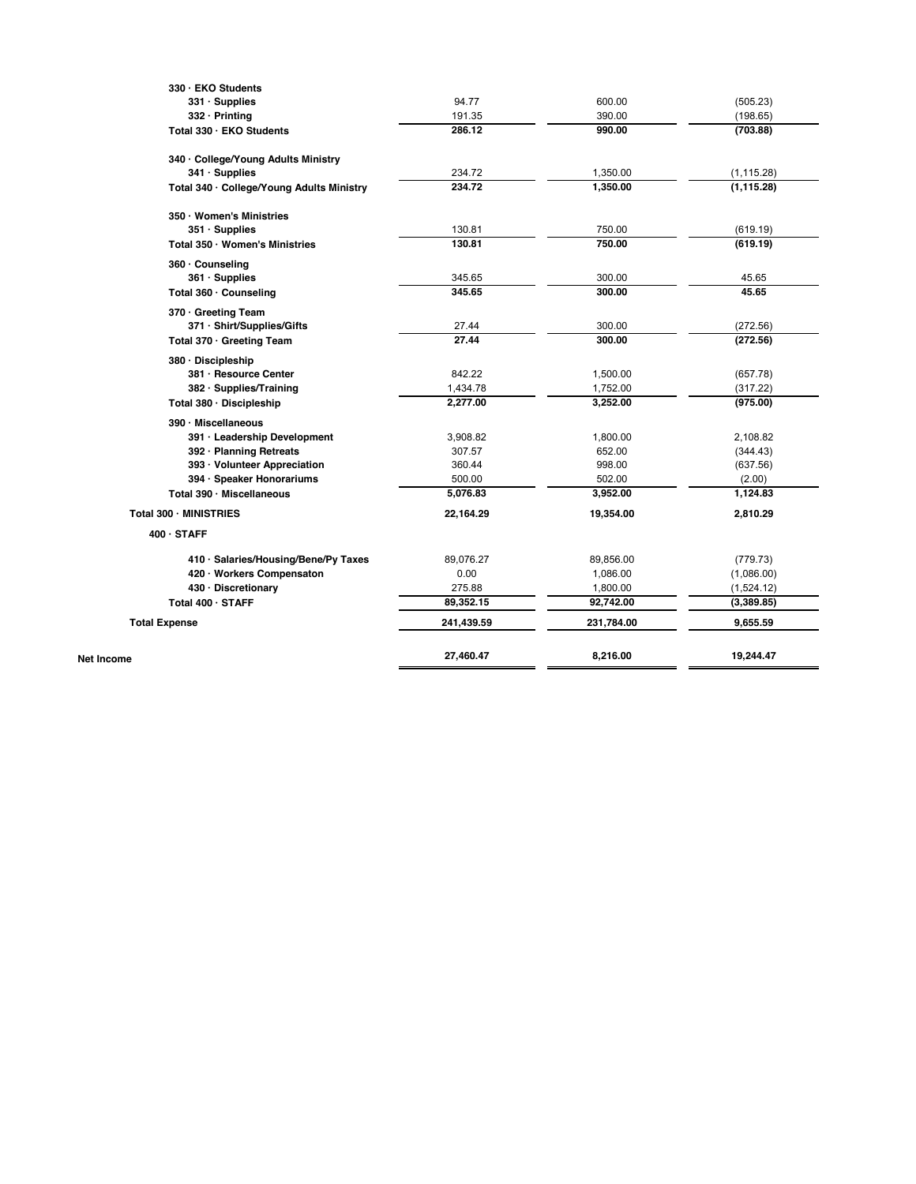| | | | |
|---|---|---|---|
| 330 · EKO Students | | | |
| 331 · Supplies | 94.77 | 600.00 | (505.23) |
| 332 · Printing | 191.35 | 390.00 | (198.65) |
| **Total 330 · EKO Students** | **286.12** | **990.00** | **(703.88)** |
| 340 · College/Young Adults Ministry | | | |
| 341 · Supplies | 234.72 | 1,350.00 | (1,115.28) |
| **Total 340 · College/Young Adults Ministry** | **234.72** | **1,350.00** | **(1,115.28)** |
| 350 · Women's Ministries | | | |
| 351 · Supplies | 130.81 | 750.00 | (619.19) |
| **Total 350 · Women's Ministries** | **130.81** | **750.00** | **(619.19)** |
| 360 · Counseling | | | |
| 361 · Supplies | 345.65 | 300.00 | 45.65 |
| **Total 360 · Counseling** | **345.65** | **300.00** | **45.65** |
| 370 · Greeting Team | | | |
| 371 · Shirt/Supplies/Gifts | 27.44 | 300.00 | (272.56) |
| **Total 370 · Greeting Team** | **27.44** | **300.00** | **(272.56)** |
| 380 · Discipleship | | | |
| 381 · Resource Center | 842.22 | 1,500.00 | (657.78) |
| 382 · Supplies/Training | 1,434.78 | 1,752.00 | (317.22) |
| **Total 380 · Discipleship** | **2,277.00** | **3,252.00** | **(975.00)** |
| 390 · Miscellaneous | | | |
| 391 · Leadership Development | 3,908.82 | 1,800.00 | 2,108.82 |
| 392 · Planning Retreats | 307.57 | 652.00 | (344.43) |
| 393 · Volunteer Appreciation | 360.44 | 998.00 | (637.56) |
| 394 · Speaker Honorariums | 500.00 | 502.00 | (2.00) |
| **Total 390 · Miscellaneous** | **5,076.83** | **3,952.00** | **1,124.83** |
| **Total 300 · MINISTRIES** | **22,164.29** | **19,354.00** | **2,810.29** |
| 400 · STAFF | | | |
| 410 · Salaries/Housing/Bene/Py Taxes | 89,076.27 | 89,856.00 | (779.73) |
| 420 · Workers Compensaton | 0.00 | 1,086.00 | (1,086.00) |
| 430 · Discretionary | 275.88 | 1,800.00 | (1,524.12) |
| **Total 400 · STAFF** | **89,352.15** | **92,742.00** | **(3,389.85)** |
| **Total Expense** | **241,439.59** | **231,784.00** | **9,655.59** |
| **Net Income** | **27,460.47** | **8,216.00** | **19,244.47** |